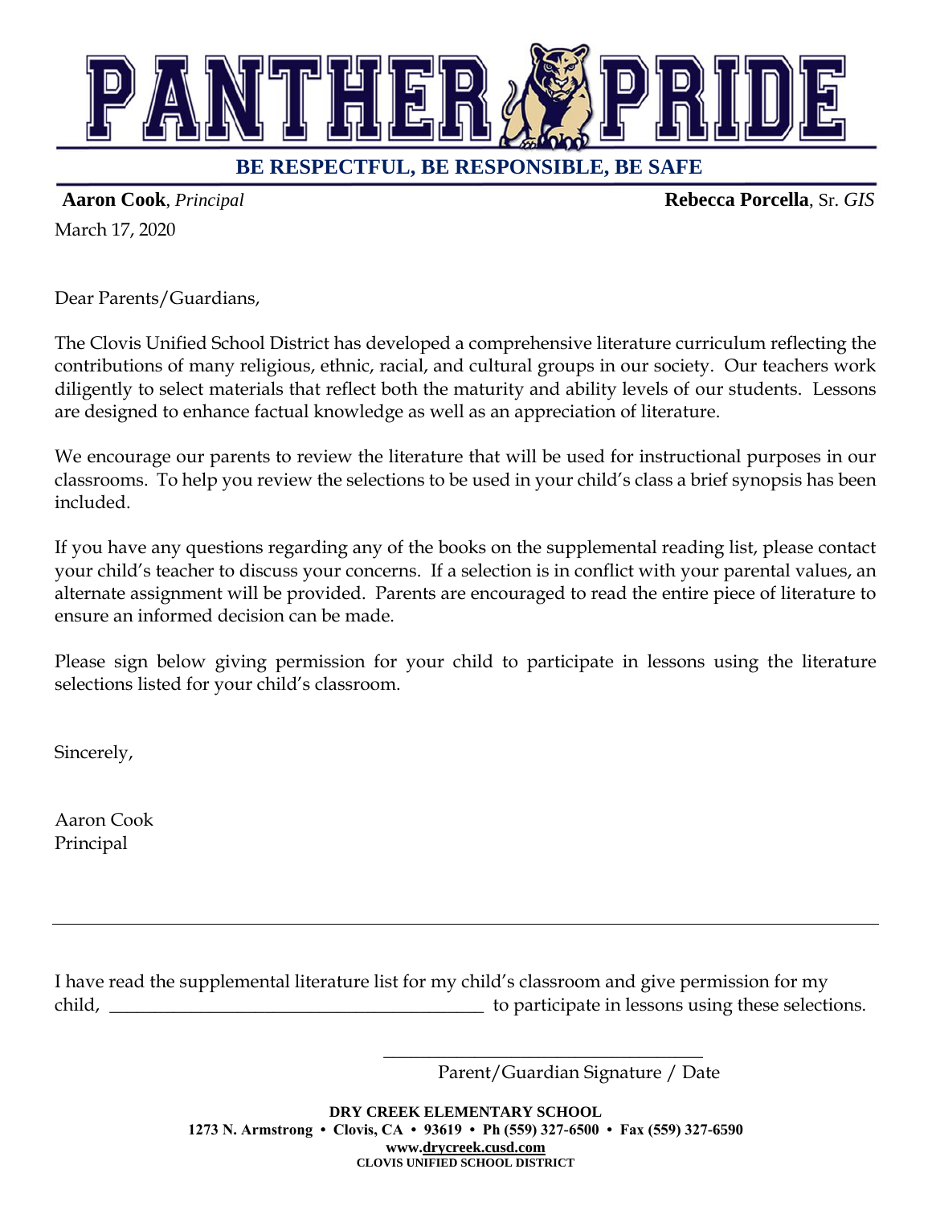# PANTHER PRIDE

**BE RESPECTFUL, BE RESPONSIBLE, BE SAFE**

**Aaron Cook**, *Principal* **Rebecca Porcella**, Sr. *GIS*

March 17, 2020

Dear Parents/Guardians,

The Clovis Unified School District has developed a comprehensive literature curriculum reflecting the contributions of many religious, ethnic, racial, and cultural groups in our society. Our teachers work diligently to select materials that reflect both the maturity and ability levels of our students. Lessons are designed to enhance factual knowledge as well as an appreciation of literature.

We encourage our parents to review the literature that will be used for instructional purposes in our classrooms. To help you review the selections to be used in your child's class a brief synopsis has been included.

If you have any questions regarding any of the books on the supplemental reading list, please contact your child's teacher to discuss your concerns. If a selection is in conflict with your parental values, an alternate assignment will be provided. Parents are encouraged to read the entire piece of literature to ensure an informed decision can be made.

Please sign below giving permission for your child to participate in lessons using the literature selections listed for your child's classroom.

Sincerely,

Aaron Cook
Principal

---

I have read the supplemental literature list for my child's classroom and give permission for my child, ________________________________________ to participate in lessons using these selections.

____________________________________
Parent/Guardian Signature / Date

**DRY CREEK ELEMENTARY SCHOOL**
**1273 N. Armstrong • Clovis, CA • 93619 • Ph (559) 327-6500 • Fax (559) 327-6590**
**www.drycreek.cusd.com**
**CLOVIS UNIFIED SCHOOL DISTRICT**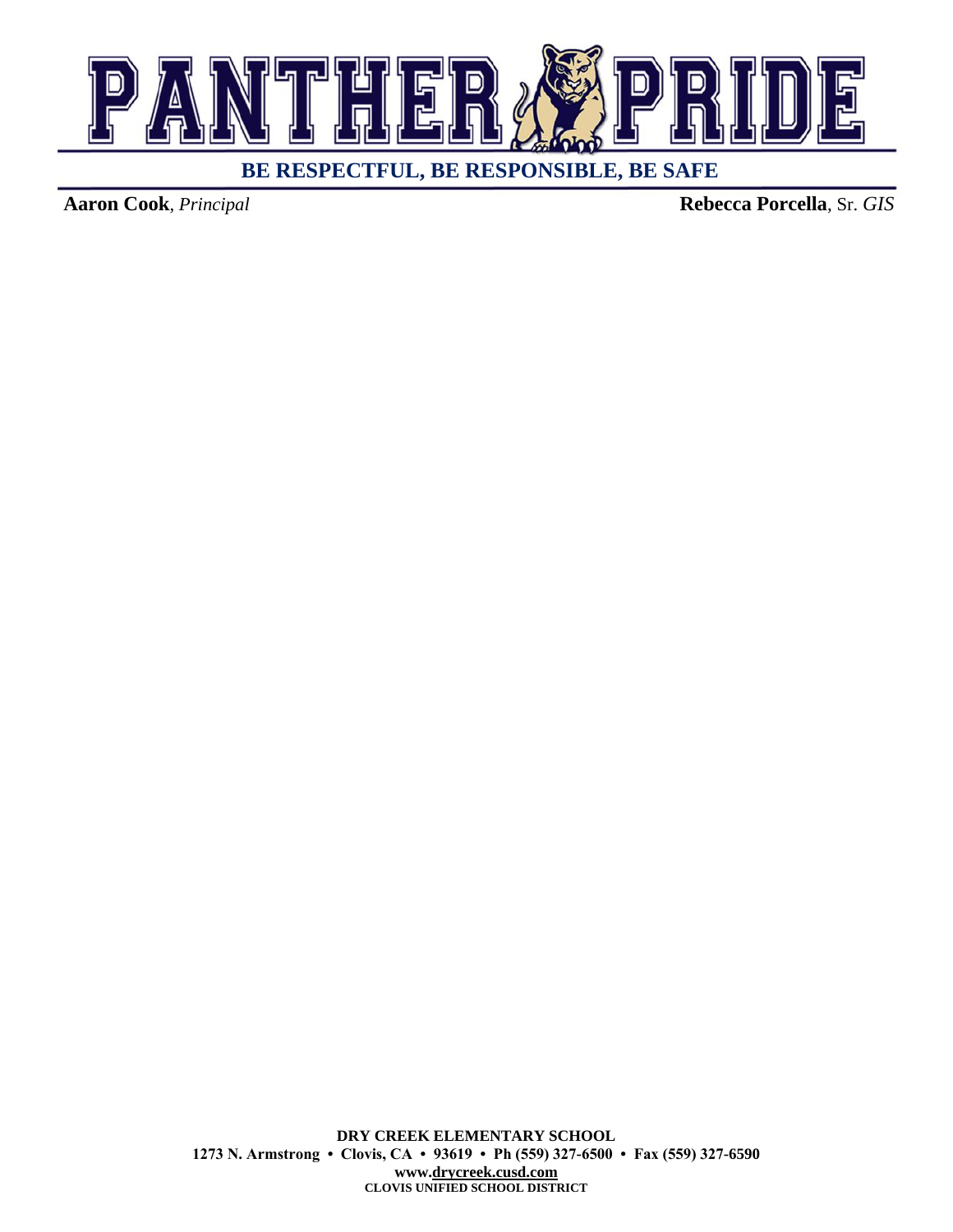# PANTHER PRIDE

**BE RESPECTFUL, BE RESPONSIBLE, BE SAFE**

**Aaron Cook**, *Principal* **Rebecca Porcella**, Sr. *GIS*

**DRY CREEK ELEMENTARY SCHOOL**
**1273 N. Armstrong • Clovis, CA • 93619 • Ph (559) 327-6500 • Fax (559) 327-6590**
**www.drycreek.cusd.com**
**CLOVIS UNIFIED SCHOOL DISTRICT**